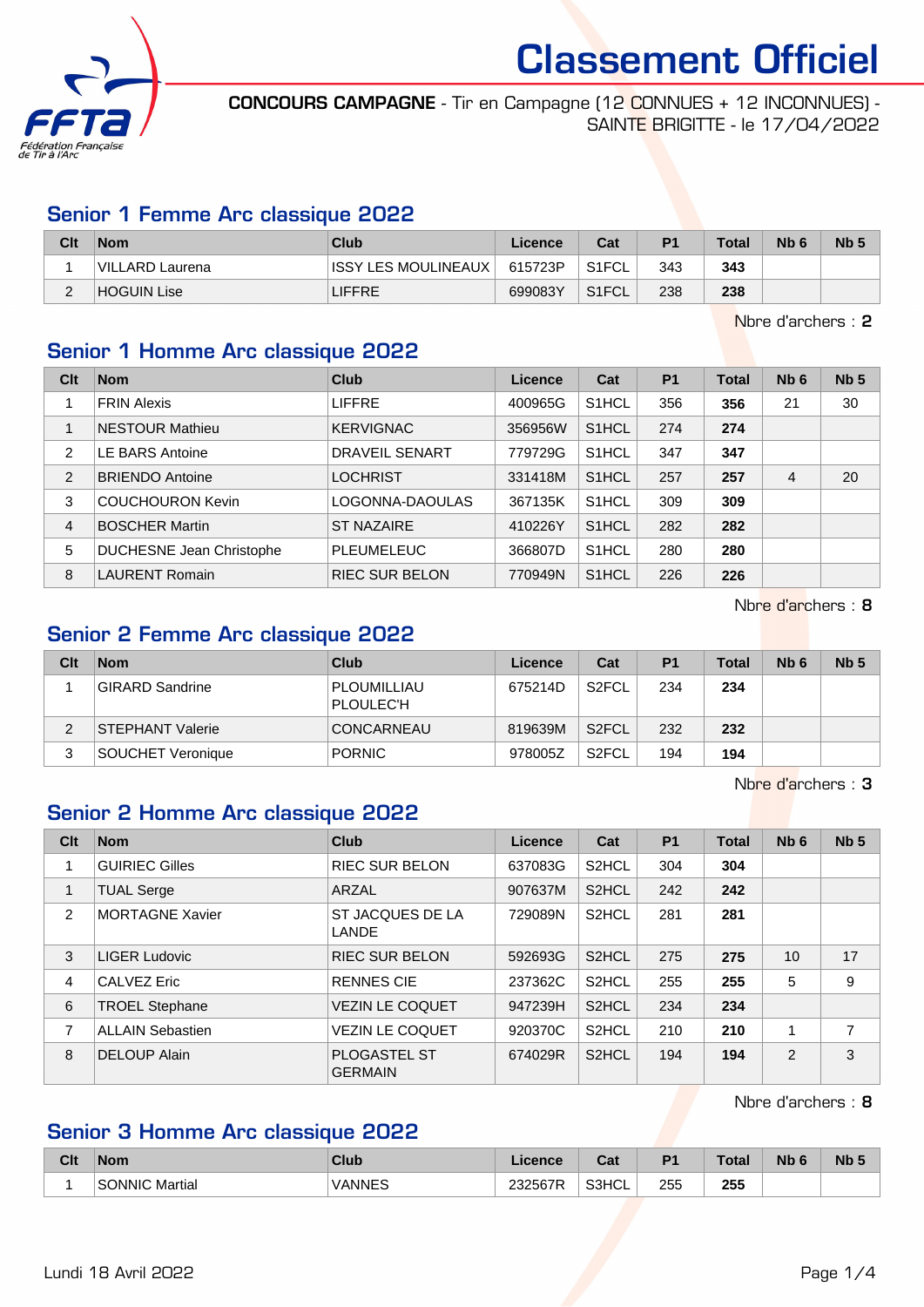# Classement Officiel

**CONCOURS CAMPAGNE** - Tir en Campagne (12 CONNUES + 12 INCONNUES) - SAINTE BRIGITTE - le 17/04/2022

## Senior 1 Femme Arc classique 2022

| Clt | Nom | Club | Licence | Cat | P1 | Total | Nb 6 | Nb 5 |
|---|---|---|---|---|---|---|---|---|
| 1 | VILLARD Laurena | ISSY LES MOULINEAUX | 615723P | S1FCL | 343 | **343** | | |
| 2 | HOGUIN Lise | LIFFRE | 699083Y | S1FCL | 238 | **238** | | |

Nbre d'archers : **2**

## Senior 1 Homme Arc classique 2022

| Clt | Nom | Club | Licence | Cat | P1 | Total | Nb 6 | Nb 5 |
|---|---|---|---|---|---|---|---|---|
| 1 | FRIN Alexis | LIFFRE | 400965G | S1HCL | 356 | **356** | 21 | 30 |
| 1 | NESTOUR Mathieu | KERVIGNAC | 356956W | S1HCL | 274 | **274** | | |
| 2 | LE BARS Antoine | DRAVEIL SENART | 779729G | S1HCL | 347 | **347** | | |
| 2 | BRIENDO Antoine | LOCHRIST | 331418M | S1HCL | 257 | **257** | 4 | 20 |
| 3 | COUCHOURON Kevin | LOGONNA-DAOULAS | 367135K | S1HCL | 309 | **309** | | |
| 4 | BOSCHER Martin | ST NAZAIRE | 410226Y | S1HCL | 282 | **282** | | |
| 5 | DUCHESNE Jean Christophe | PLEUMELEUC | 366807D | S1HCL | 280 | **280** | | |
| 8 | LAURENT Romain | RIEC SUR BELON | 770949N | S1HCL | 226 | **226** | | |

Nbre d'archers : **8**

## Senior 2 Femme Arc classique 2022

| Clt | Nom | Club | Licence | Cat | P1 | Total | Nb 6 | Nb 5 |
|---|---|---|---|---|---|---|---|---|
| 1 | GIRARD Sandrine | PLOUMILLIAU PLOULEC'H | 675214D | S2FCL | 234 | **234** | | |
| 2 | STEPHANT Valerie | CONCARNEAU | 819639M | S2FCL | 232 | **232** | | |
| 3 | SOUCHET Veronique | PORNIC | 978005Z | S2FCL | 194 | **194** | | |

Nbre d'archers : **3**

## Senior 2 Homme Arc classique 2022

| Clt | Nom | Club | Licence | Cat | P1 | Total | Nb 6 | Nb 5 |
|---|---|---|---|---|---|---|---|---|
| 1 | GUIRIEC Gilles | RIEC SUR BELON | 637083G | S2HCL | 304 | **304** | | |
| 1 | TUAL Serge | ARZAL | 907637M | S2HCL | 242 | **242** | | |
| 2 | MORTAGNE Xavier | ST JACQUES DE LA LANDE | 729089N | S2HCL | 281 | **281** | | |
| 3 | LIGER Ludovic | RIEC SUR BELON | 592693G | S2HCL | 275 | **275** | 10 | 17 |
| 4 | CALVEZ Eric | RENNES CIE | 237362C | S2HCL | 255 | **255** | 5 | 9 |
| 6 | TROEL Stephane | VEZIN LE COQUET | 947239H | S2HCL | 234 | **234** | | |
| 7 | ALLAIN Sebastien | VEZIN LE COQUET | 920370C | S2HCL | 210 | **210** | 1 | 7 |
| 8 | DELOUP Alain | PLOGASTEL ST GERMAIN | 674029R | S2HCL | 194 | **194** | 2 | 3 |

Nbre d'archers : **8**

## Senior 3 Homme Arc classique 2022

| Clt | Nom | Club | Licence | Cat | P1 | Total | Nb 6 | Nb 5 |
|---|---|---|---|---|---|---|---|---|
| 1 | SONNIC Martial | VANNES | 232567R | S3HCL | 255 | **255** | | |

Lundi 18 Avril 2022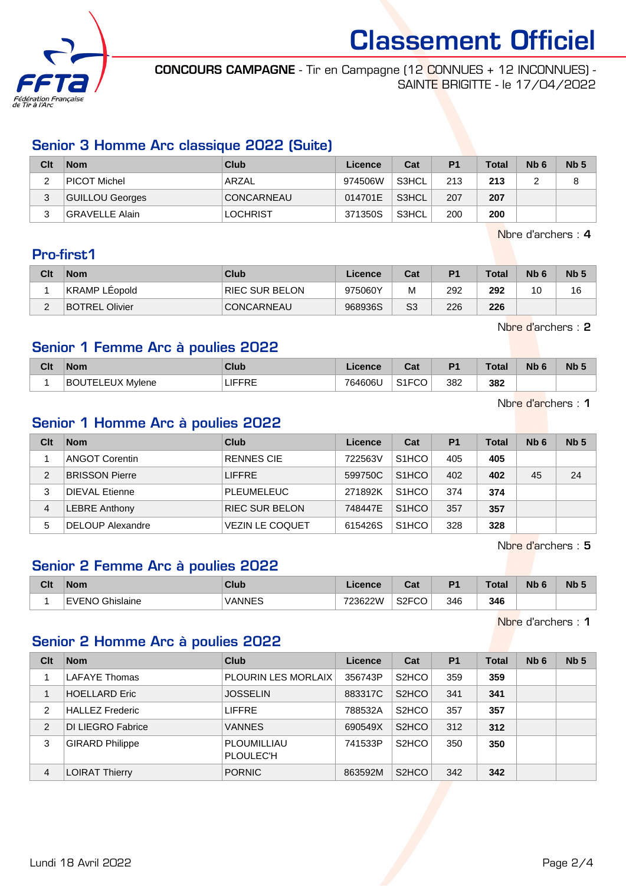# Classement Officiel

**CONCOURS CAMPAGNE** - Tir en Campagne (12 CONNUES + 12 INCONNUES) - SAINTE BRIGITTE - le 17/04/2022

## Senior 3 Homme Arc classique 2022 (Suite)

| Clt | Nom | Club | Licence | Cat | P1 | Total | Nb 6 | Nb 5 |
|---|---|---|---|---|---|---|---|---|
| 2 | PICOT Michel | ARZAL | 974506W | S3HCL | 213 | **213** | 2 | 8 |
| 3 | GUILLOU Georges | CONCARNEAU | 014701E | S3HCL | 207 | **207** | | |
| 3 | GRAVELLE Alain | LOCHRIST | 371350S | S3HCL | 200 | **200** | | |

Nbre d'archers : **4**

## Pro-first1

| Clt | Nom | Club | Licence | Cat | P1 | Total | Nb 6 | Nb 5 |
|---|---|---|---|---|---|---|---|---|
| 1 | KRAMP LÉopold | RIEC SUR BELON | 975060Y | M | 292 | **292** | 10 | 16 |
| 2 | BOTREL Olivier | CONCARNEAU | 968936S | S3 | 226 | **226** | | |

Nbre d'archers : **2**

## Senior 1 Femme Arc à poulies 2022

| Clt | Nom | Club | Licence | Cat | P1 | Total | Nb 6 | Nb 5 |
|---|---|---|---|---|---|---|---|---|
| 1 | BOUTELEUX Mylene | LIFFRE | 764606U | S1FCO | 382 | **382** | | |

Nbre d'archers : **1**

## Senior 1 Homme Arc à poulies 2022

| Clt | Nom | Club | Licence | Cat | P1 | Total | Nb 6 | Nb 5 |
|---|---|---|---|---|---|---|---|---|
| 1 | ANGOT Corentin | RENNES CIE | 722563V | S1HCO | 405 | **405** | | |
| 2 | BRISSON Pierre | LIFFRE | 599750C | S1HCO | 402 | **402** | 45 | 24 |
| 3 | DIEVAL Etienne | PLEUMELEUC | 271892K | S1HCO | 374 | **374** | | |
| 4 | LEBRE Anthony | RIEC SUR BELON | 748447E | S1HCO | 357 | **357** | | |
| 5 | DELOUP Alexandre | VEZIN LE COQUET | 615426S | S1HCO | 328 | **328** | | |

Nbre d'archers : **5**

## Senior 2 Femme Arc à poulies 2022

| Clt | Nom | Club | Licence | Cat | P1 | Total | Nb 6 | Nb 5 |
|---|---|---|---|---|---|---|---|---|
| 1 | EVENO Ghislaine | VANNES | 723622W | S2FCO | 346 | **346** | | |

Nbre d'archers : **1**

## Senior 2 Homme Arc à poulies 2022

| Clt | Nom | Club | Licence | Cat | P1 | Total | Nb 6 | Nb 5 |
|---|---|---|---|---|---|---|---|---|
| 1 | LAFAYE Thomas | PLOURIN LES MORLAIX | 356743P | S2HCO | 359 | **359** | | |
| 1 | HOELLARD Eric | JOSSELIN | 883317C | S2HCO | 341 | **341** | | |
| 2 | HALLEZ Frederic | LIFFRE | 788532A | S2HCO | 357 | **357** | | |
| 2 | DI LIEGRO Fabrice | VANNES | 690549X | S2HCO | 312 | **312** | | |
| 3 | GIRARD Philippe | PLOUMILLIAU PLOULEC'H | 741533P | S2HCO | 350 | **350** | | |
| 4 | LOIRAT Thierry | PORNIC | 863592M | S2HCO | 342 | **342** | | |

Lundi 18 Avril 2022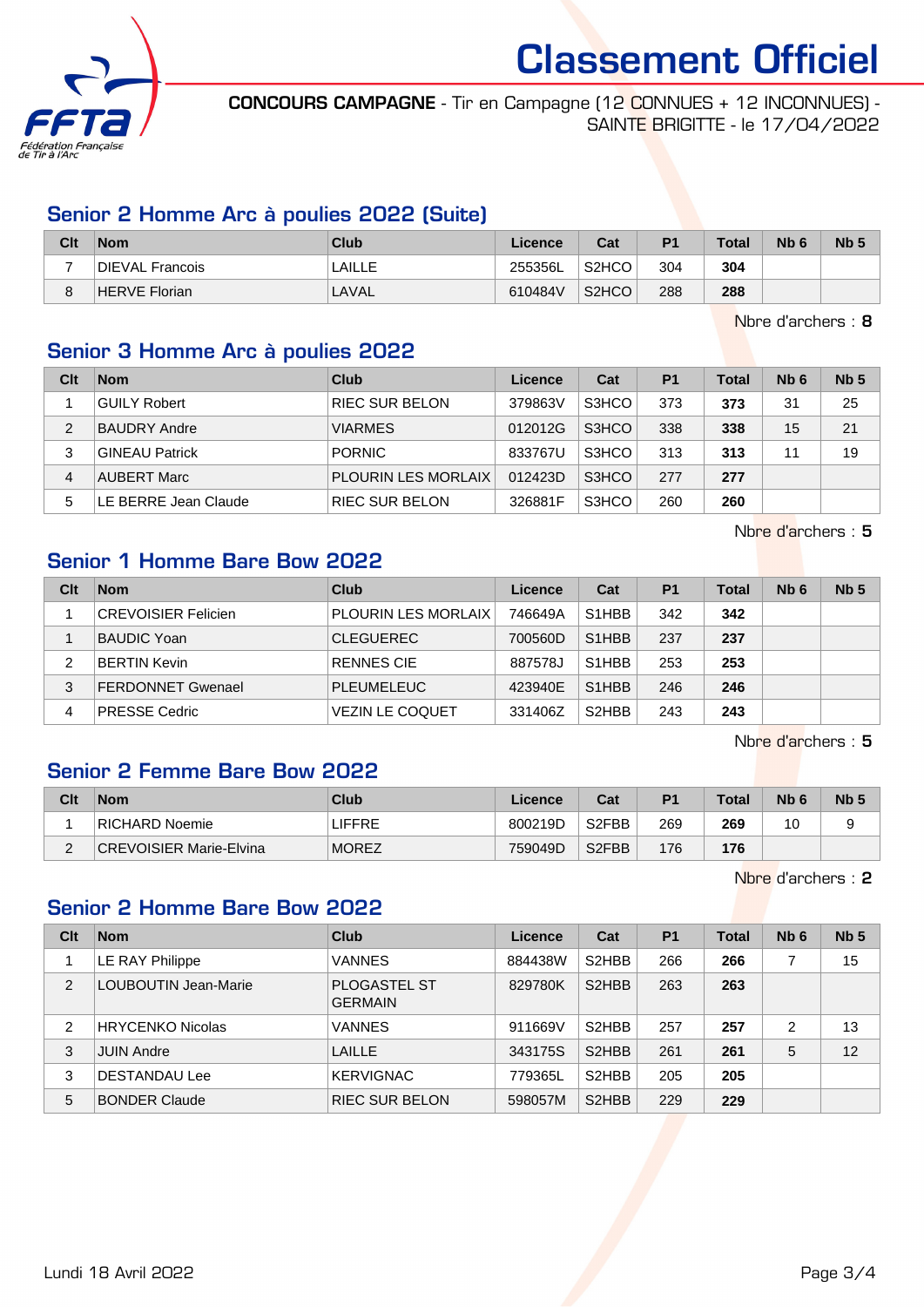# Classement Officiel

**CONCOURS CAMPAGNE** - Tir en Campagne (12 CONNUES + 12 INCONNUES) - SAINTE BRIGITTE - le 17/04/2022

## Senior 2 Homme Arc à poulies 2022 (Suite)

| Clt | Nom | Club | Licence | Cat | P1 | Total | Nb 6 | Nb 5 |
|---|---|---|---|---|---|---|---|---|
| 7 | DIEVAL Francois | LAILLE | 255356L | S2HCO | 304 | **304** | | |
| 8 | HERVE Florian | LAVAL | 610484V | S2HCO | 288 | **288** | | |

Nbre d'archers : **8**

## Senior 3 Homme Arc à poulies 2022

| Clt | Nom | Club | Licence | Cat | P1 | Total | Nb 6 | Nb 5 |
|---|---|---|---|---|---|---|---|---|
| 1 | GUILY Robert | RIEC SUR BELON | 379863V | S3HCO | 373 | **373** | 31 | 25 |
| 2 | BAUDRY Andre | VIARMES | 012012G | S3HCO | 338 | **338** | 15 | 21 |
| 3 | GINEAU Patrick | PORNIC | 833767U | S3HCO | 313 | **313** | 11 | 19 |
| 4 | AUBERT Marc | PLOURIN LES MORLAIX | 012423D | S3HCO | 277 | **277** | | |
| 5 | LE BERRE Jean Claude | RIEC SUR BELON | 326881F | S3HCO | 260 | **260** | | |

Nbre d'archers : **5**

## Senior 1 Homme Bare Bow 2022

| Clt | Nom | Club | Licence | Cat | P1 | Total | Nb 6 | Nb 5 |
|---|---|---|---|---|---|---|---|---|
| 1 | CREVOISIER Felicien | PLOURIN LES MORLAIX | 746649A | S1HBB | 342 | **342** | | |
| 1 | BAUDIC Yoan | CLEGUEREC | 700560D | S1HBB | 237 | **237** | | |
| 2 | BERTIN Kevin | RENNES CIE | 887578J | S1HBB | 253 | **253** | | |
| 3 | FERDONNET Gwenael | PLEUMELEUC | 423940E | S1HBB | 246 | **246** | | |
| 4 | PRESSE Cedric | VEZIN LE COQUET | 331406Z | S2HBB | 243 | **243** | | |

Nbre d'archers : **5**

## Senior 2 Femme Bare Bow 2022

| Clt | Nom | Club | Licence | Cat | P1 | Total | Nb 6 | Nb 5 |
|---|---|---|---|---|---|---|---|---|
| 1 | RICHARD Noemie | LIFFRE | 800219D | S2FBB | 269 | **269** | 10 | 9 |
| 2 | CREVOISIER Marie-Elvina | MOREZ | 759049D | S2FBB | 176 | **176** | | |

Nbre d'archers : **2**

## Senior 2 Homme Bare Bow 2022

| Clt | Nom | Club | Licence | Cat | P1 | Total | Nb 6 | Nb 5 |
|---|---|---|---|---|---|---|---|---|
| 1 | LE RAY Philippe | VANNES | 884438W | S2HBB | 266 | **266** | 7 | 15 |
| 2 | LOUBOUTIN Jean-Marie | PLOGASTEL ST GERMAIN | 829780K | S2HBB | 263 | **263** | | |
| 2 | HRYCENKO Nicolas | VANNES | 911669V | S2HBB | 257 | **257** | 2 | 13 |
| 3 | JUIN Andre | LAILLE | 343175S | S2HBB | 261 | **261** | 5 | 12 |
| 3 | DESTANDAU Lee | KERVIGNAC | 779365L | S2HBB | 205 | **205** | | |
| 5 | BONDER Claude | RIEC SUR BELON | 598057M | S2HBB | 229 | **229** | | |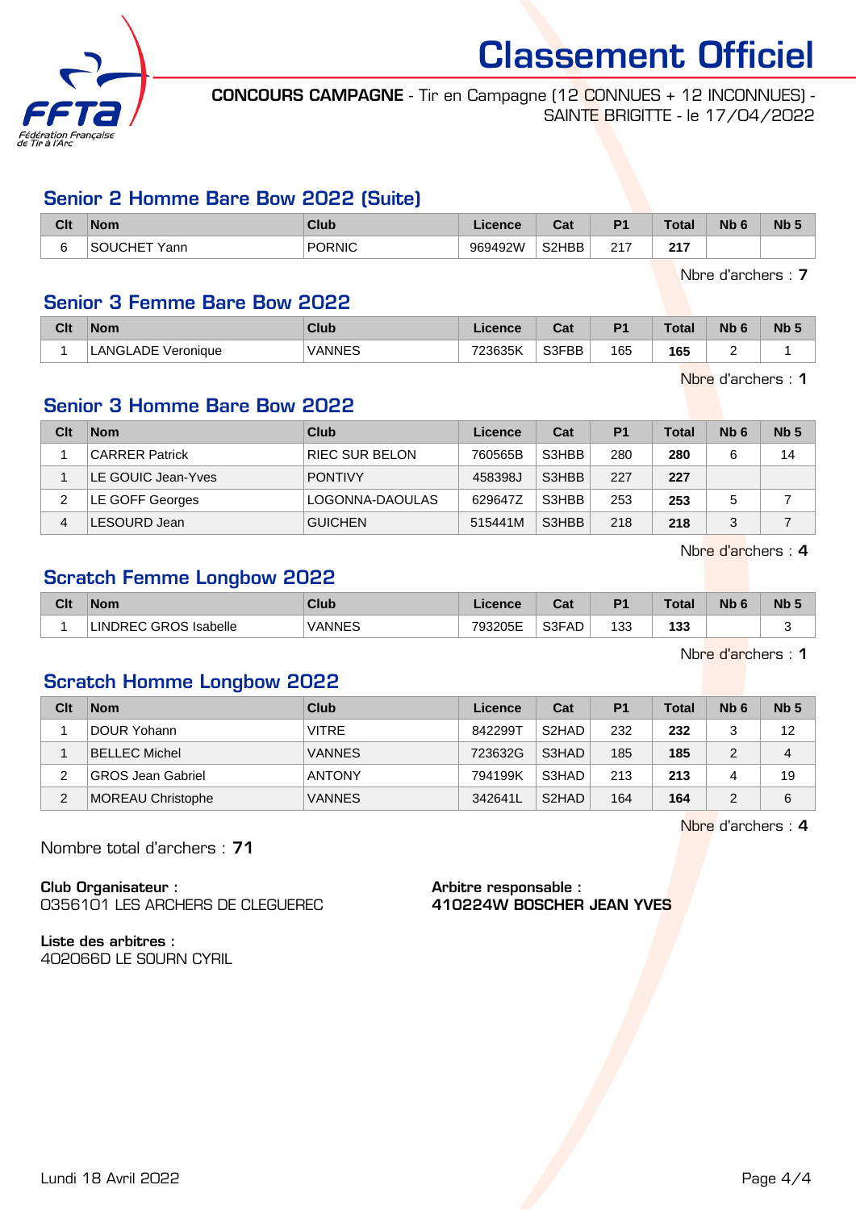# Classement Officiel

**CONCOURS CAMPAGNE** - Tir en Campagne (12 CONNUES + 12 INCONNUES) - SAINTE BRIGITTE - le 17/04/2022

## Senior 2 Homme Bare Bow 2022 (Suite)

| Clt | Nom | Club | Licence | Cat | P1 | Total | Nb 6 | Nb 5 |
|---|---|---|---|---|---|---|---|---|
| 6 | SOUCHET Yann | PORNIC | 969492W | S2HBB | 217 | **217** | | |

Nbre d'archers : **7**

## Senior 3 Femme Bare Bow 2022

| Clt | Nom | Club | Licence | Cat | P1 | Total | Nb 6 | Nb 5 |
|---|---|---|---|---|---|---|---|---|
| 1 | LANGLADE Veronique | VANNES | 723635K | S3FBB | 165 | **165** | 2 | 1 |

Nbre d'archers : **1**

## Senior 3 Homme Bare Bow 2022

| Clt | Nom | Club | Licence | Cat | P1 | Total | Nb 6 | Nb 5 |
|---|---|---|---|---|---|---|---|---|
| 1 | CARRER Patrick | RIEC SUR BELON | 760565B | S3HBB | 280 | **280** | 6 | 14 |
| 1 | LE GOUIC Jean-Yves | PONTIVY | 458398J | S3HBB | 227 | **227** | | |
| 2 | LE GOFF Georges | LOGONNA-DAOULAS | 629647Z | S3HBB | 253 | **253** | 5 | 7 |
| 4 | LESOURD Jean | GUICHEN | 515441M | S3HBB | 218 | **218** | 3 | 7 |

Nbre d'archers : **4**

## Scratch Femme Longbow 2022

| Clt | Nom | Club | Licence | Cat | P1 | Total | Nb 6 | Nb 5 |
|---|---|---|---|---|---|---|---|---|
| 1 | LINDREC GROS Isabelle | VANNES | 793205E | S3FAD | 133 | **133** | | 3 |

Nbre d'archers : **1**

## Scratch Homme Longbow 2022

| Clt | Nom | Club | Licence | Cat | P1 | Total | Nb 6 | Nb 5 |
|---|---|---|---|---|---|---|---|---|
| 1 | DOUR Yohann | VITRE | 842299T | S2HAD | 232 | **232** | 3 | 12 |
| 1 | BELLEC Michel | VANNES | 723632G | S3HAD | 185 | **185** | 2 | 4 |
| 2 | GROS Jean Gabriel | ANTONY | 794199K | S3HAD | 213 | **213** | 4 | 19 |
| 2 | MOREAU Christophe | VANNES | 342641L | S2HAD | 164 | **164** | 2 | 6 |

Nbre d'archers : **4**

Nombre total d'archers : **71**

**Club Organisateur :**
0356101 LES ARCHERS DE CLEGUEREC

**Arbitre responsable :**
**410224W BOSCHER JEAN YVES**

**Liste des arbitres :**
402066D LE SOURN CYRIL

Lundi 18 Avril 2022